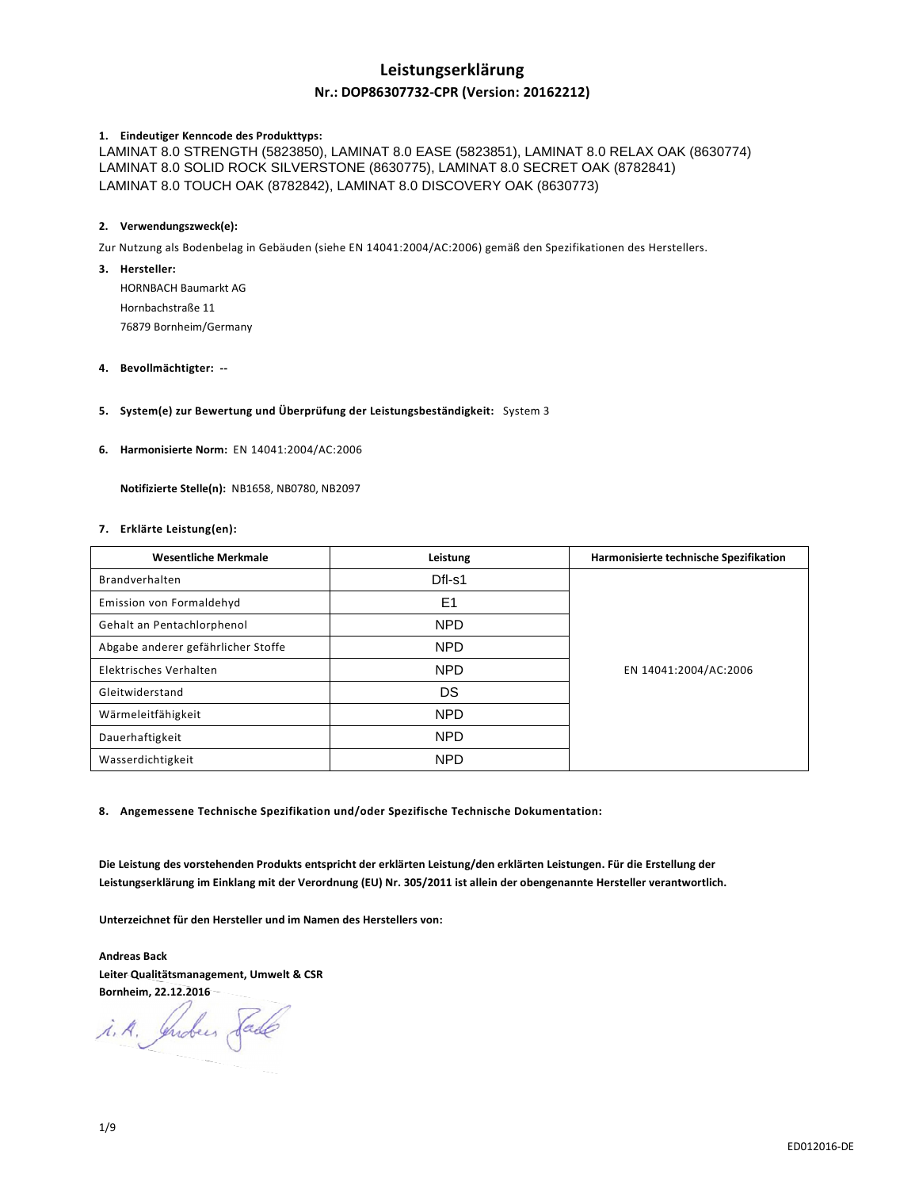# Leistungserklärung

## Nr.: DOP86307732-CPR (Version: 20162212)

**1. Eindeutiger Kenncode des Produkttyps:**

LAMINAT 8.0 STRENGTH (5823850), LAMINAT 8.0 EASE (5823851), LAMINAT 8.0 RELAX OAK (8630774)
LAMINAT 8.0 SOLID ROCK SILVERSTONE (8630775), LAMINAT 8.0 SECRET OAK (8782841)
LAMINAT 8.0 TOUCH OAK (8782842), LAMINAT 8.0 DISCOVERY OAK (8630773)

**2. Verwendungszweck(e):**

Zur Nutzung als Bodenbelag in Gebäuden (siehe EN 14041:2004/AC:2006) gemäß den Spezifikationen des Herstellers.

**3. Hersteller:**

HORNBACH Baumarkt AG
Hornbachstraße 11
76879 Bornheim/Germany

**4. Bevollmächtigter: --**

**5. System(e) zur Bewertung und Überprüfung der Leistungsbeständigkeit:** System 3

**6. Harmonisierte Norm:** EN 14041:2004/AC:2006

**Notifizierte Stelle(n):** NB1658, NB0780, NB2097

**7. Erklärte Leistung(en):**

| Wesentliche Merkmale | Leistung | Harmonisierte technische Spezifikation |
|---|---|---|
| Brandverhalten | Dfl-s1 | EN 14041:2004/AC:2006 |
| Emission von Formaldehyd | E1 | |
| Gehalt an Pentachlorphenol | NPD | |
| Abgabe anderer gefährlicher Stoffe | NPD | |
| Elektrisches Verhalten | NPD | |
| Gleitwiderstand | DS | |
| Wärmeleitfähigkeit | NPD | |
| Dauerhaftigkeit | NPD | |
| Wasserdichtigkeit | NPD | |

**8. Angemessene Technische Spezifikation und/oder Spezifische Technische Dokumentation:**

**Die Leistung des vorstehenden Produkts entspricht der erklärten Leistung/den erklärten Leistungen. Für die Erstellung der Leistungserklärung im Einklang mit der Verordnung (EU) Nr. 305/2011 ist allein der obengenannte Hersteller verantwortlich.**

**Unterzeichnet für den Hersteller und im Namen des Herstellers von:**

**Andreas Back**
**Leiter Qualitätsmanagement, Umwelt & CSR**
**Bornheim, 22.12.2016**

i. A. Andreas Back

ED012016-DE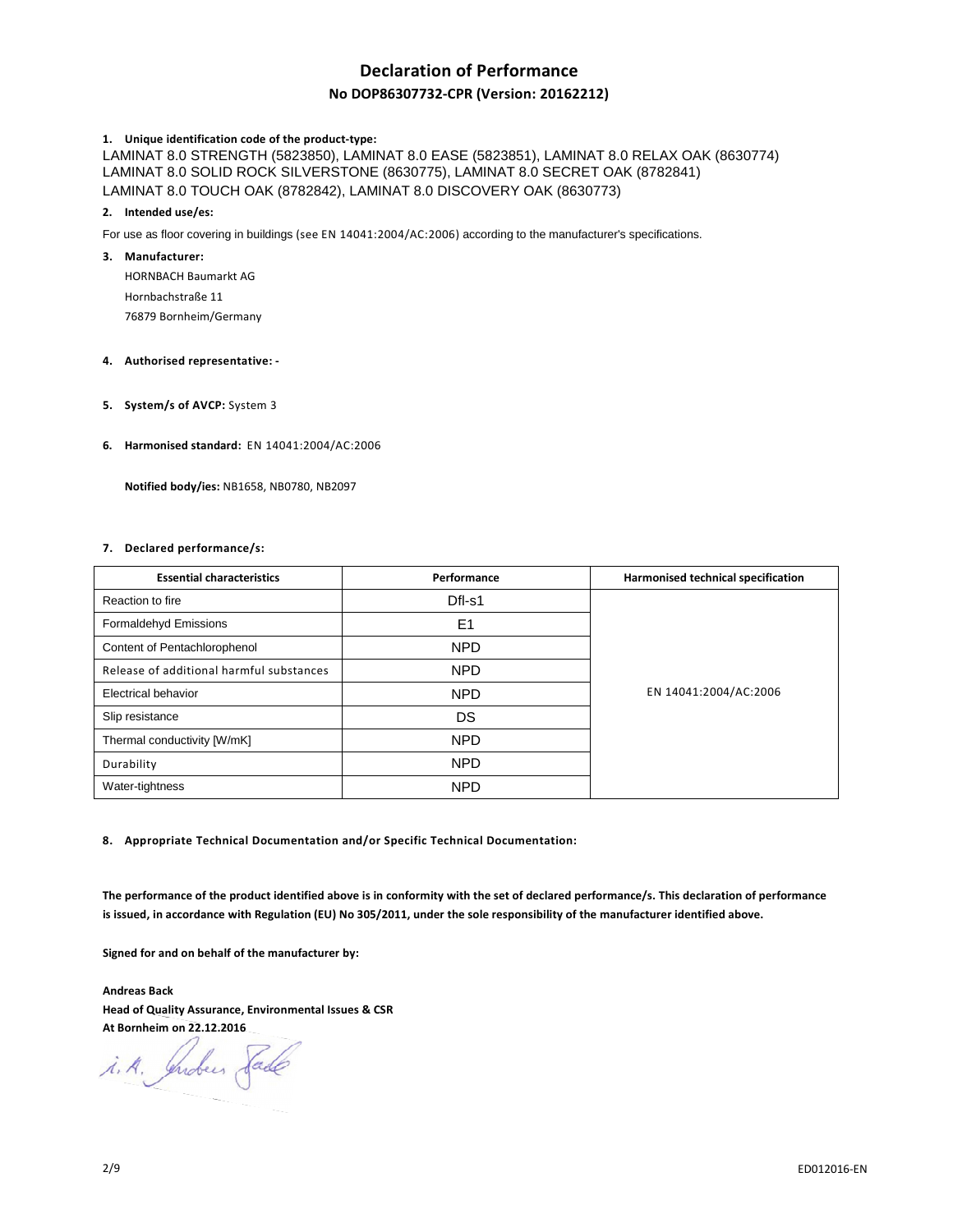# Declaration of Performance

## No DOP86307732-CPR (Version: 20162212)

**1. Unique identification code of the product-type:**

LAMINAT 8.0 STRENGTH (5823850), LAMINAT 8.0 EASE (5823851), LAMINAT 8.0 RELAX OAK (8630774)
LAMINAT 8.0 SOLID ROCK SILVERSTONE (8630775), LAMINAT 8.0 SECRET OAK (8782841)
LAMINAT 8.0 TOUCH OAK (8782842), LAMINAT 8.0 DISCOVERY OAK (8630773)

**2. Intended use/es:**

For use as floor covering in buildings (see EN 14041:2004/AC:2006) according to the manufacturer's specifications.

**3. Manufacturer:**

HORNBACH Baumarkt AG
Hornbachstraße 11
76879 Bornheim/Germany

**4. Authorised representative: -**

**5. System/s of AVCP:** System 3

**6. Harmonised standard:** EN 14041:2004/AC:2006

**Notified body/ies:** NB1658, NB0780, NB2097

**7. Declared performance/s:**

| Essential characteristics | Performance | Harmonised technical specification |
|---|---|---|
| Reaction to fire | Dfl-s1 | EN 14041:2004/AC:2006 |
| Formaldehyd Emissions | E1 | |
| Content of Pentachlorophenol | NPD | |
| Release of additional harmful substances | NPD | |
| Electrical behavior | NPD | |
| Slip resistance | DS | |
| Thermal conductivity [W/mK] | NPD | |
| Durability | NPD | |
| Water-tightness | NPD | |

**8. Appropriate Technical Documentation and/or Specific Technical Documentation:**

**The performance of the product identified above is in conformity with the set of declared performance/s. This declaration of performance is issued, in accordance with Regulation (EU) No 305/2011, under the sole responsibility of the manufacturer identified above.**

**Signed for and on behalf of the manufacturer by:**

**Andreas Back**
**Head of Quality Assurance, Environmental Issues & CSR**
**At Bornheim on 22.12.2016**

i. A. Andreas Back

ED012016-EN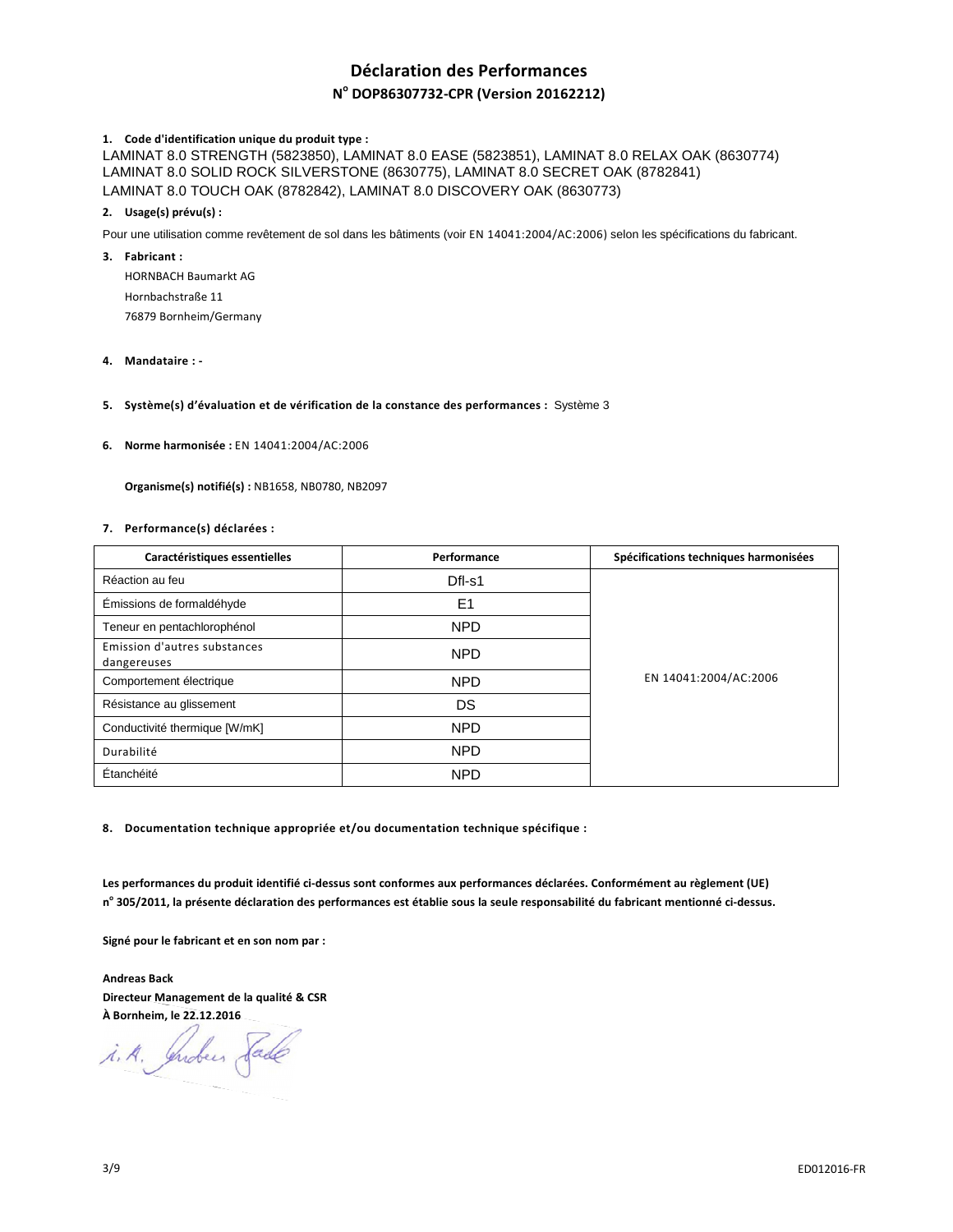# Déclaration des Performances

## N° DOP86307732-CPR (Version 20162212)

1. **Code d'identification unique du produit type :**

LAMINAT 8.0 STRENGTH (5823850), LAMINAT 8.0 EASE (5823851), LAMINAT 8.0 RELAX OAK (8630774)
LAMINAT 8.0 SOLID ROCK SILVERSTONE (8630775), LAMINAT 8.0 SECRET OAK (8782841)
LAMINAT 8.0 TOUCH OAK (8782842), LAMINAT 8.0 DISCOVERY OAK (8630773)

2. **Usage(s) prévu(s) :**

Pour une utilisation comme revêtement de sol dans les bâtiments (voir EN 14041:2004/AC:2006) selon les spécifications du fabricant.

3. **Fabricant :**

HORNBACH Baumarkt AG
Hornbachstraße 11
76879 Bornheim/Germany

4. **Mandataire : -**

5. **Système(s) d'évaluation et de vérification de la constance des performances :** Système 3

6. **Norme harmonisée :** EN 14041:2004/AC:2006

**Organisme(s) notifié(s) :** NB1658, NB0780, NB2097

7. **Performance(s) déclarées :**

| Caractéristiques essentielles | Performance | Spécifications techniques harmonisées |
|---|---|---|
| Réaction au feu | Dfl-s1 | EN 14041:2004/AC:2006 |
| Émissions de formaldéhyde | E1 | |
| Teneur en pentachlorophénol | NPD | |
| Emission d'autres substances dangereuses | NPD | |
| Comportement électrique | NPD | |
| Résistance au glissement | DS | |
| Conductivité thermique [W/mK] | NPD | |
| Durabilité | NPD | |
| Étanchéité | NPD | |

8. **Documentation technique appropriée et/ou documentation technique spécifique :**

**Les performances du produit identifié ci-dessus sont conformes aux performances déclarées. Conformément au règlement (UE) n° 305/2011, la présente déclaration des performances est établie sous la seule responsabilité du fabricant mentionné ci-dessus.**

**Signé pour le fabricant et en son nom par :**

**Andreas Back**
**Directeur Management de la qualité & CSR**
**À Bornheim, le 22.12.2016**

i. A. Andreas Back

ED012016-FR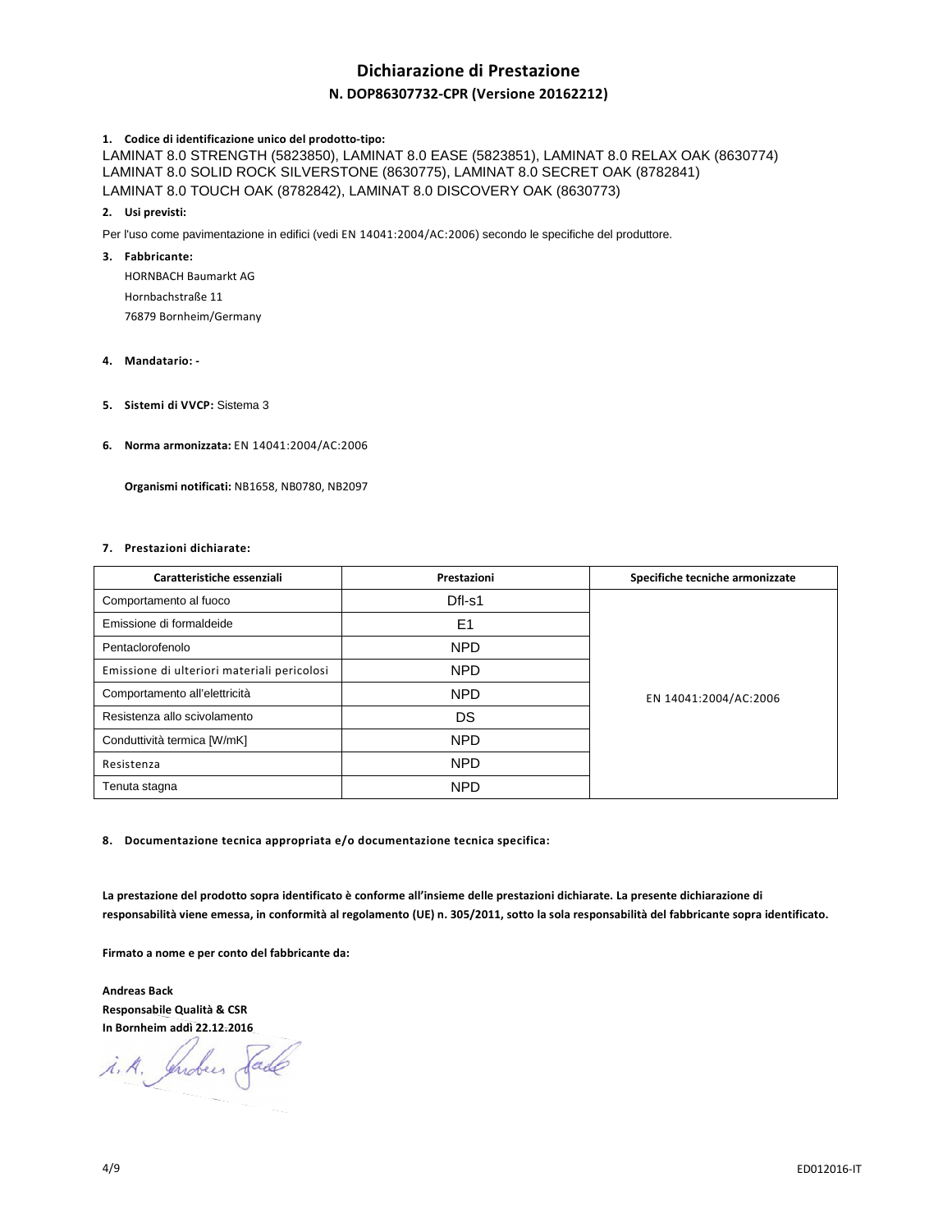# Dichiarazione di Prestazione

## N. DOP86307732-CPR (Versione 20162212)

**1. Codice di identificazione unico del prodotto-tipo:**

LAMINAT 8.0 STRENGTH (5823850), LAMINAT 8.0 EASE (5823851), LAMINAT 8.0 RELAX OAK (8630774)
LAMINAT 8.0 SOLID ROCK SILVERSTONE (8630775), LAMINAT 8.0 SECRET OAK (8782841)
LAMINAT 8.0 TOUCH OAK (8782842), LAMINAT 8.0 DISCOVERY OAK (8630773)

**2. Usi previsti:**

Per l'uso come pavimentazione in edifici (vedi EN 14041:2004/AC:2006) secondo le specifiche del produttore.

**3. Fabbricante:**

HORNBACH Baumarkt AG
Hornbachstraße 11
76879 Bornheim/Germany

**4. Mandatario: -**

**5. Sistemi di VVCP:** Sistema 3

**6. Norma armonizzata:** EN 14041:2004/AC:2006

**Organismi notificati:** NB1658, NB0780, NB2097

**7. Prestazioni dichiarate:**

| Caratteristiche essenziali | Prestazioni | Specifiche tecniche armonizzate |
|---|---|---|
| Comportamento al fuoco | Dfl-s1 | EN 14041:2004/AC:2006 |
| Emissione di formaldeide | E1 | |
| Pentaclorofenolo | NPD | |
| Emissione di ulteriori materiali pericolosi | NPD | |
| Comportamento all'elettricità | NPD | |
| Resistenza allo scivolamento | DS | |
| Conduttività termica [W/mK] | NPD | |
| Resistenza | NPD | |
| Tenuta stagna | NPD | |

**8. Documentazione tecnica appropriata e/o documentazione tecnica specifica:**

**La prestazione del prodotto sopra identificato è conforme all'insieme delle prestazioni dichiarate. La presente dichiarazione di responsabilità viene emessa, in conformità al regolamento (UE) n. 305/2011, sotto la sola responsabilità del fabbricante sopra identificato.**

**Firmato a nome e per conto del fabbricante da:**

**Andreas Back**
**Responsabile Qualità & CSR**
**In Bornheim addì 22.12.2016**

i. A. Andreas Back

ED012016-IT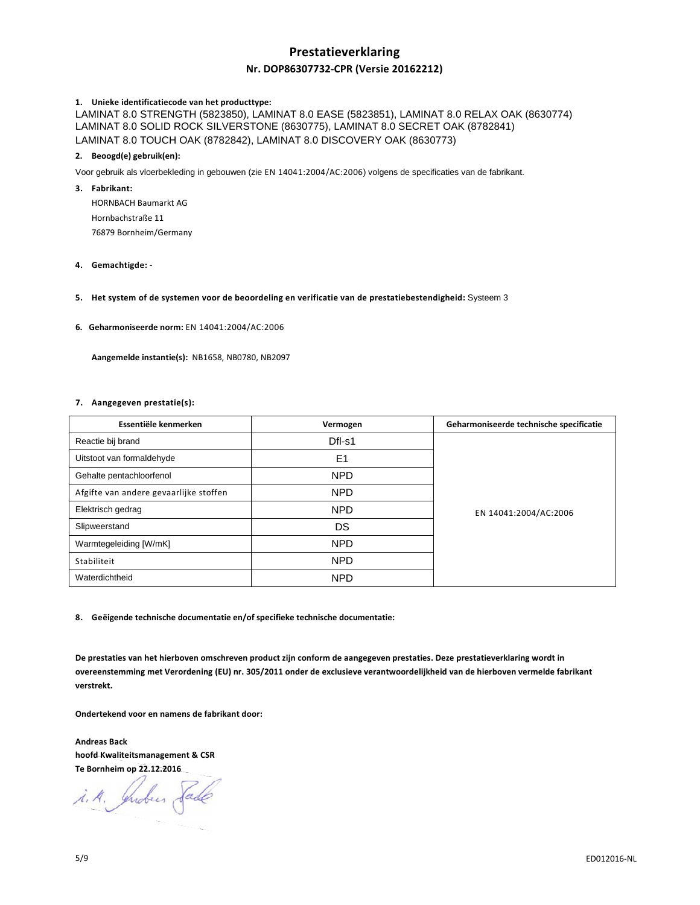# Prestatieverklaring

## Nr. DOP86307732-CPR (Versie 20162212)

**1. Unieke identificatiecode van het producttype:**

LAMINAT 8.0 STRENGTH (5823850), LAMINAT 8.0 EASE (5823851), LAMINAT 8.0 RELAX OAK (8630774) LAMINAT 8.0 SOLID ROCK SILVERSTONE (8630775), LAMINAT 8.0 SECRET OAK (8782841) LAMINAT 8.0 TOUCH OAK (8782842), LAMINAT 8.0 DISCOVERY OAK (8630773)

**2. Beoogd(e) gebruik(en):**

Voor gebruik als vloerbekleding in gebouwen (zie EN 14041:2004/AC:2006) volgens de specificaties van de fabrikant.

**3. Fabrikant:**

HORNBACH Baumarkt AG
Hornbachstraße 11
76879 Bornheim/Germany

**4. Gemachtigde: -**

**5. Het system of de systemen voor de beoordeling en verificatie van de prestatiebestendigheid:** Systeem 3

**6. Geharmoniseerde norm:** EN 14041:2004/AC:2006

**Aangemelde instantie(s):** NB1658, NB0780, NB2097

**7. Aangegeven prestatie(s):**

| Essentiële kenmerken | Vermogen | Geharmoniseerde technische specificatie |
|---|---|---|
| Reactie bij brand | Dfl-s1 | EN 14041:2004/AC:2006 |
| Uitstoot van formaldehyde | E1 | |
| Gehalte pentachloorfenol | NPD | |
| Afgifte van andere gevaarlijke stoffen | NPD | |
| Elektrisch gedrag | NPD | |
| Slipweerstand | DS | |
| Warmtegeleiding [W/mK] | NPD | |
| Stabiliteit | NPD | |
| Waterdichtheid | NPD | |

**8. Geëigende technische documentatie en/of specifieke technische documentatie:**

**De prestaties van het hierboven omschreven product zijn conform de aangegeven prestaties. Deze prestatieverklaring wordt in overeenstemming met Verordening (EU) nr. 305/2011 onder de exclusieve verantwoordelijkheid van de hierboven vermelde fabrikant verstrekt.**

**Ondertekend voor en namens de fabrikant door:**

**Andreas Back**
**hoofd Kwaliteitsmanagement & CSR**
**Te Bornheim op 22.12.2016**

i. A. Andreas Back

ED012016-NL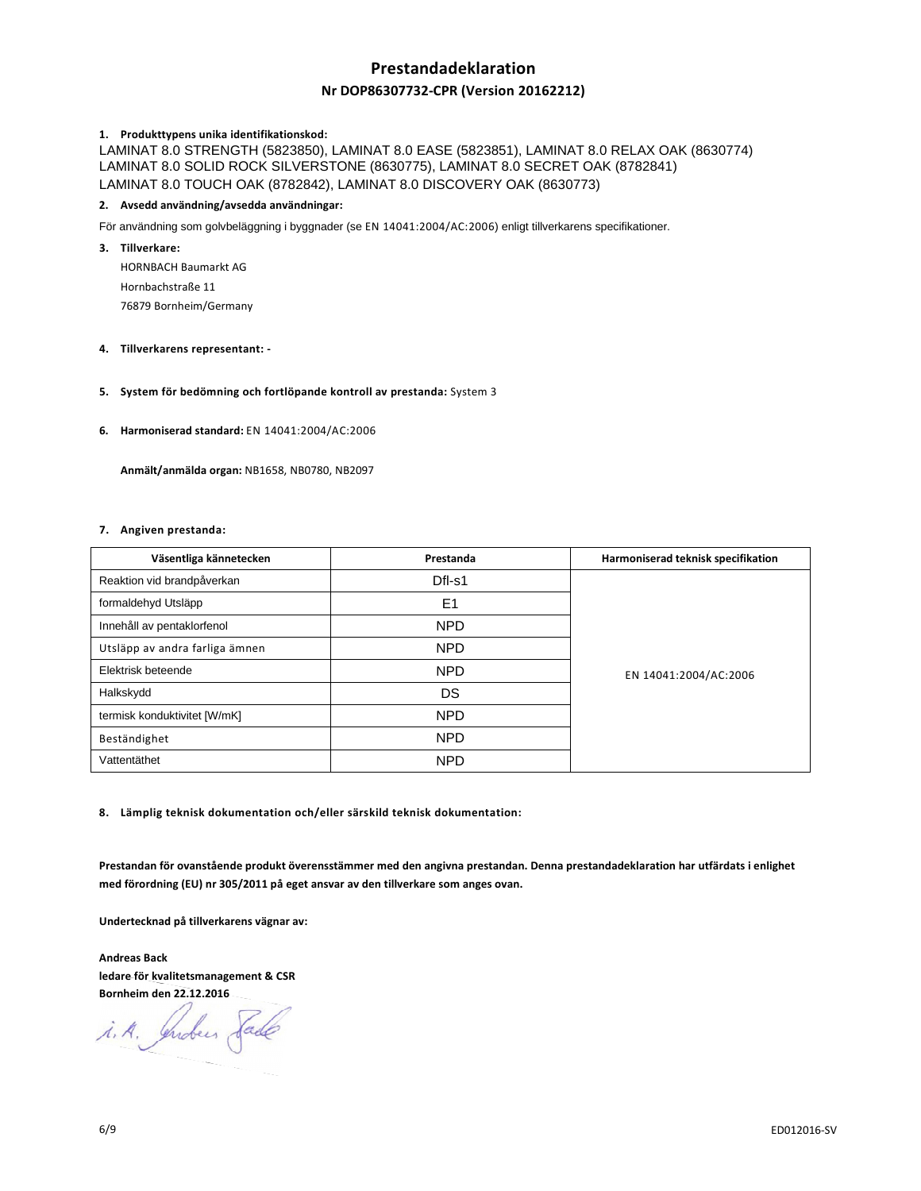# Prestandadeklaration

## Nr DOP86307732-CPR (Version 20162212)

**1. Produkttypens unika identifikationskod:**

LAMINAT 8.0 STRENGTH (5823850), LAMINAT 8.0 EASE (5823851), LAMINAT 8.0 RELAX OAK (8630774)
LAMINAT 8.0 SOLID ROCK SILVERSTONE (8630775), LAMINAT 8.0 SECRET OAK (8782841)
LAMINAT 8.0 TOUCH OAK (8782842), LAMINAT 8.0 DISCOVERY OAK (8630773)

**2. Avsedd användning/avsedda användningar:**

För användning som golvbeläggning i byggnader (se EN 14041:2004/AC:2006) enligt tillverkarens specifikationer.

**3. Tillverkare:**

HORNBACH Baumarkt AG
Hornbachstraße 11
76879 Bornheim/Germany

**4. Tillverkarens representant: -**

**5. System för bedömning och fortlöpande kontroll av prestanda:** System 3

**6. Harmoniserad standard:** EN 14041:2004/AC:2006

**Anmält/anmälda organ:** NB1658, NB0780, NB2097

**7. Angiven prestanda:**

| Väsentliga kännetecken | Prestanda | Harmoniserad teknisk specifikation |
|---|---|---|
| Reaktion vid brandpåverkan | Dfl-s1 | EN 14041:2004/AC:2006 |
| formaldehyd Utsläpp | E1 | |
| Innehåll av pentaklorfenol | NPD | |
| Utsläpp av andra farliga ämnen | NPD | |
| Elektrisk beteende | NPD | |
| Halkskydd | DS | |
| termisk konduktivitet [W/mK] | NPD | |
| Beständighet | NPD | |
| Vattentäthet | NPD | |

**8. Lämplig teknisk dokumentation och/eller särskild teknisk dokumentation:**

**Prestandan för ovanstående produkt överensstämmer med den angivna prestandan. Denna prestandadeklaration har utfärdats i enlighet med förordning (EU) nr 305/2011 på eget ansvar av den tillverkare som anges ovan.**

**Undertecknad på tillverkarens vägnar av:**

**Andreas Back**
**ledare för kvalitetsmanagement & CSR**
**Bornheim den 22.12.2016**

i. A. Andreas Back

ED012016-SV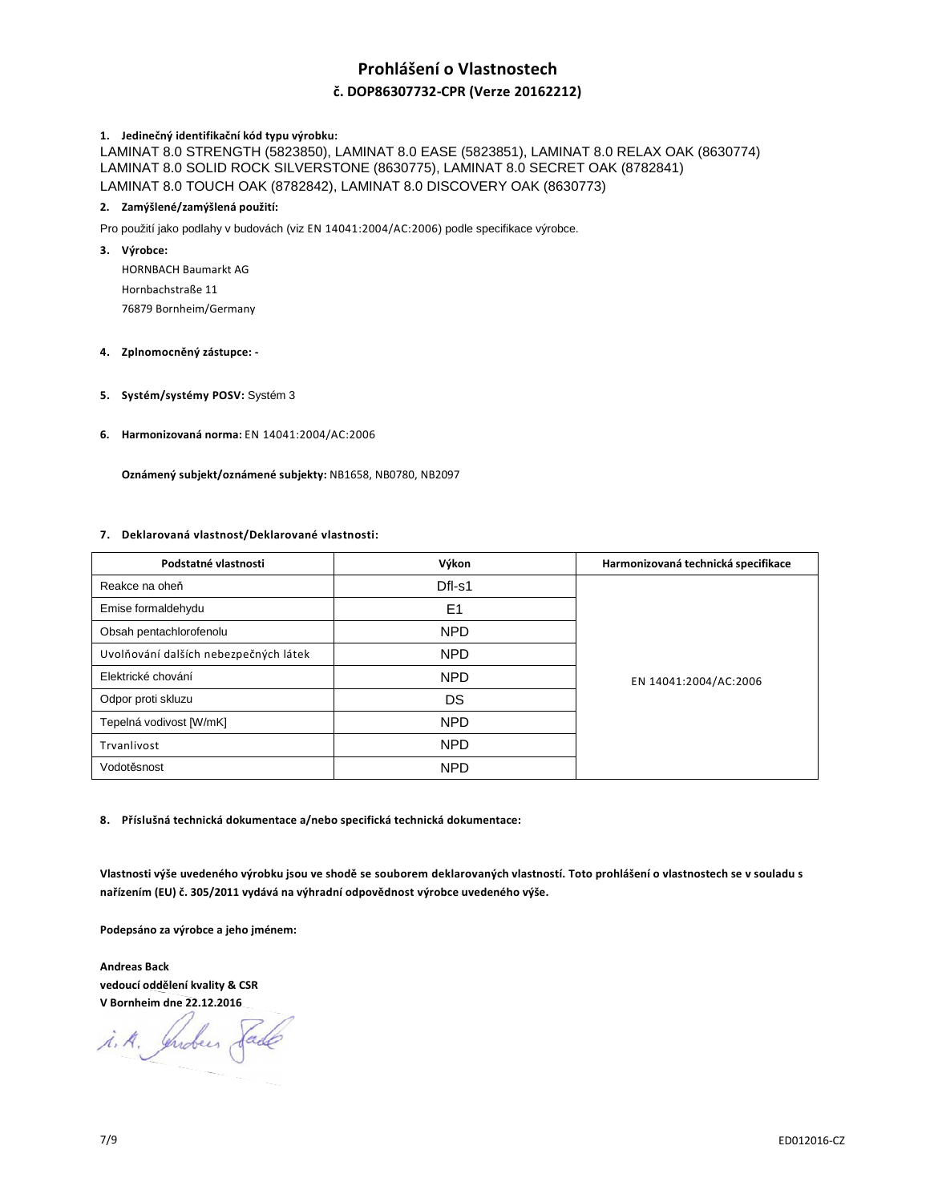# Prohlášení o Vlastnostech

## č. DOP86307732-CPR (Verze 20162212)

**1. Jedinečný identifikační kód typu výrobku:**

LAMINAT 8.0 STRENGTH (5823850), LAMINAT 8.0 EASE (5823851), LAMINAT 8.0 RELAX OAK (8630774)
LAMINAT 8.0 SOLID ROCK SILVERSTONE (8630775), LAMINAT 8.0 SECRET OAK (8782841)
LAMINAT 8.0 TOUCH OAK (8782842), LAMINAT 8.0 DISCOVERY OAK (8630773)

**2. Zamýšlené/zamýšlená použití:**

Pro použití jako podlahy v budovách (viz EN 14041:2004/AC:2006) podle specifikace výrobce.

**3. Výrobce:**

HORNBACH Baumarkt AG
Hornbachstraße 11
76879 Bornheim/Germany

**4. Zplnomocněný zástupce: -**

**5. Systém/systémy POSV:** Systém 3

**6. Harmonizovaná norma:** EN 14041:2004/AC:2006

**Oznámený subjekt/oznámené subjekty:** NB1658, NB0780, NB2097

**7. Deklarovaná vlastnost/Deklarované vlastnosti:**

| Podstatné vlastnosti | Výkon | Harmonizovaná technická specifikace |
|---|---|---|
| Reakce na oheň | Dfl-s1 | EN 14041:2004/AC:2006 |
| Emise formaldehydu | E1 | |
| Obsah pentachlorofenolu | NPD | |
| Uvolňování dalších nebezpečných látek | NPD | |
| Elektrické chování | NPD | |
| Odpor proti skluzu | DS | |
| Tepelná vodivost [W/mK] | NPD | |
| Trvanlivost | NPD | |
| Vodotěsnost | NPD | |

**8. Příslušná technická dokumentace a/nebo specifická technická dokumentace:**

**Vlastnosti výše uvedeného výrobku jsou ve shodě se souborem deklarovaných vlastností. Toto prohlášení o vlastnostech se v souladu s nařízením (EU) č. 305/2011 vydává na výhradní odpovědnost výrobce uvedeného výše.**

**Podepsáno za výrobce a jeho jménem:**

**Andreas Back**
**vedoucí oddělení kvality & CSR**
**V Bornheim dne 22.12.2016**

i. A. Andreas Back

ED012016-CZ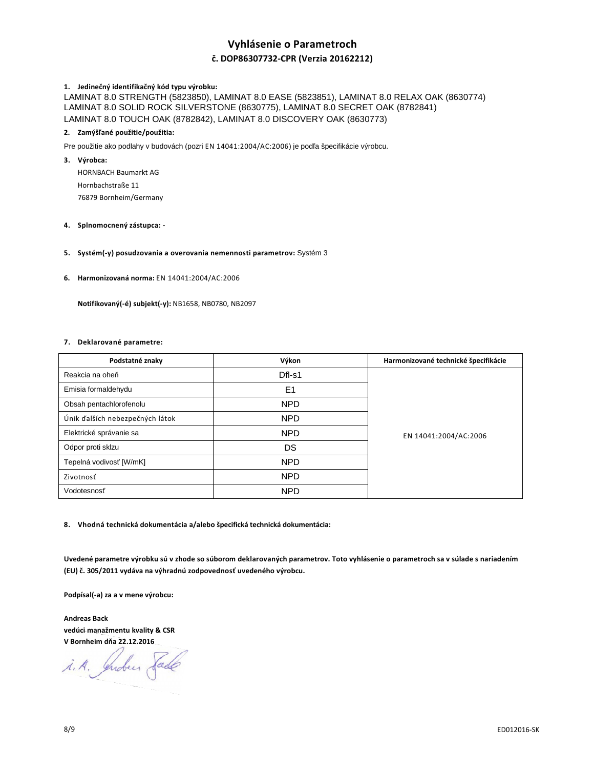# Vyhlásenie o Parametroch

## č. DOP86307732-CPR (Verzia 20162212)

**1. Jedinečný identifikačný kód typu výrobku:**

LAMINAT 8.0 STRENGTH (5823850), LAMINAT 8.0 EASE (5823851), LAMINAT 8.0 RELAX OAK (8630774)
LAMINAT 8.0 SOLID ROCK SILVERSTONE (8630775), LAMINAT 8.0 SECRET OAK (8782841)
LAMINAT 8.0 TOUCH OAK (8782842), LAMINAT 8.0 DISCOVERY OAK (8630773)

**2. Zamýšľané použitie/použitia:**

Pre použitie ako podlahy v budovách (pozri EN 14041:2004/AC:2006) je podľa špecifikácie výrobcu.

**3. Výrobca:**

HORNBACH Baumarkt AG
Hornbachstraße 11
76879 Bornheim/Germany

**4. Splnomocnený zástupca:** -

**5. Systém(-y) posudzovania a overovania nemennosti parametrov:** Systém 3

**6. Harmonizovaná norma:** EN 14041:2004/AC:2006

**Notifikovaný(-é) subjekt(-y):** NB1658, NB0780, NB2097

**7. Deklarované parametre:**

| Podstatné znaky | Výkon | Harmonizované technické špecifikácie |
|---|---|---|
| Reakcia na oheň | Dfl-s1 | EN 14041:2004/AC:2006 |
| Emisia formaldehydu | E1 | |
| Obsah pentachlorofenolu | NPD | |
| Únik ďalších nebezpečných látok | NPD | |
| Elektrické správanie sa | NPD | |
| Odpor proti sklzu | DS | |
| Tepelná vodivosť [W/mK] | NPD | |
| Zivotnosť | NPD | |
| Vodotesnosť | NPD | |

**8. Vhodná technická dokumentácia a/alebo špecifická technická dokumentácia:**

**Uvedené parametre výrobku sú v zhode so súborom deklarovaných parametrov. Toto vyhlásenie o parametroch sa v súlade s nariadením (EU) č. 305/2011 vydáva na výhradnú zodpovednosť uvedeného výrobcu.**

**Podpísal(-a) za a v mene výrobcu:**

**Andreas Back**
**vedúci manažmentu kvality & CSR**
**V Bornheim dňa 22.12.2016**

i. A. Andreas Back

ED012016-SK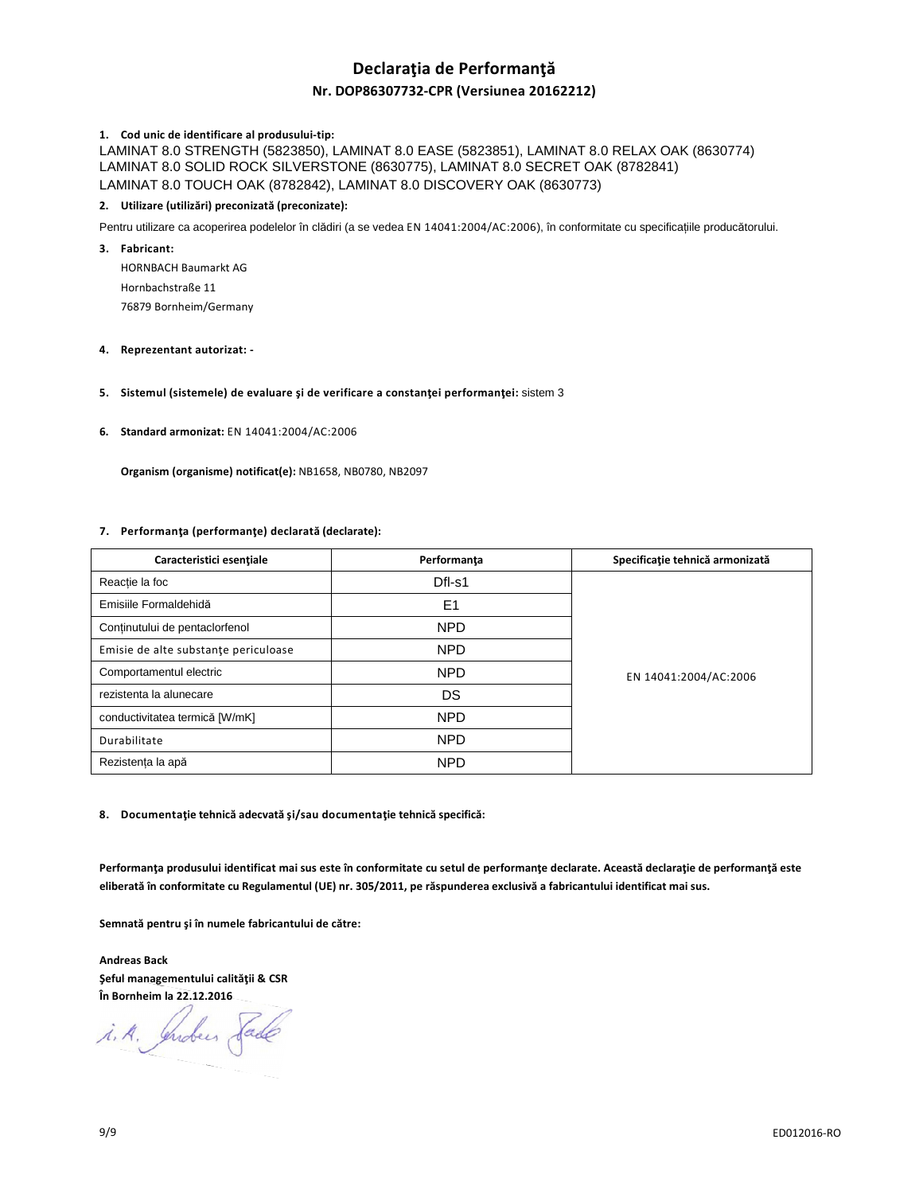# Declaraţia de Performanţă

## Nr. DOP86307732-CPR (Versiunea 20162212)

**1. Cod unic de identificare al produsului-tip:**

LAMINAT 8.0 STRENGTH (5823850), LAMINAT 8.0 EASE (5823851), LAMINAT 8.0 RELAX OAK (8630774)
LAMINAT 8.0 SOLID ROCK SILVERSTONE (8630775), LAMINAT 8.0 SECRET OAK (8782841)
LAMINAT 8.0 TOUCH OAK (8782842), LAMINAT 8.0 DISCOVERY OAK (8630773)

**2. Utilizare (utilizări) preconizată (preconizate):**

Pentru utilizare ca acoperirea podelelor în clădiri (a se vedea EN 14041:2004/AC:2006), în conformitate cu specificațiile producătorului.

**3. Fabricant:**

HORNBACH Baumarkt AG
Hornbachstraße 11
76879 Bornheim/Germany

**4. Reprezentant autorizat:** -

**5. Sistemul (sistemele) de evaluare şi de verificare a constanţei performanţei:** sistem 3

**6. Standard armonizat:** EN 14041:2004/AC:2006

**Organism (organisme) notificat(e):** NB1658, NB0780, NB2097

**7. Performanţa (performanţe) declarată (declarate):**

| Caracteristici esenţiale | Performanţa | Specificaţie tehnică armonizată |
|---|---|---|
| Reacție la foc | Dfl-s1 | EN 14041:2004/AC:2006 |
| Emisiile Formaldehidă | E1 | |
| Conținutului de pentaclorfenol | NPD | |
| Emisie de alte substanţe periculoase | NPD | |
| Comportamentul electric | NPD | |
| rezistenta la alunecare | DS | |
| conductivitatea termică [W/mK] | NPD | |
| Durabilitate | NPD | |
| Rezistența la apă | NPD | |

**8. Documentaţie tehnică adecvată şi/sau documentaţie tehnică specifică:**

**Performanţa produsului identificat mai sus este în conformitate cu setul de performanţe declarate. Această declaraţie de performanţă este eliberată în conformitate cu Regulamentul (UE) nr. 305/2011, pe răspunderea exclusivă a fabricantului identificat mai sus.**

**Semnată pentru şi în numele fabricantului de către:**

**Andreas Back**
**Şeful managementului calităţii & CSR**
**În Bornheim la 22.12.2016**

i. A. Andreas Back

ED012016-RO